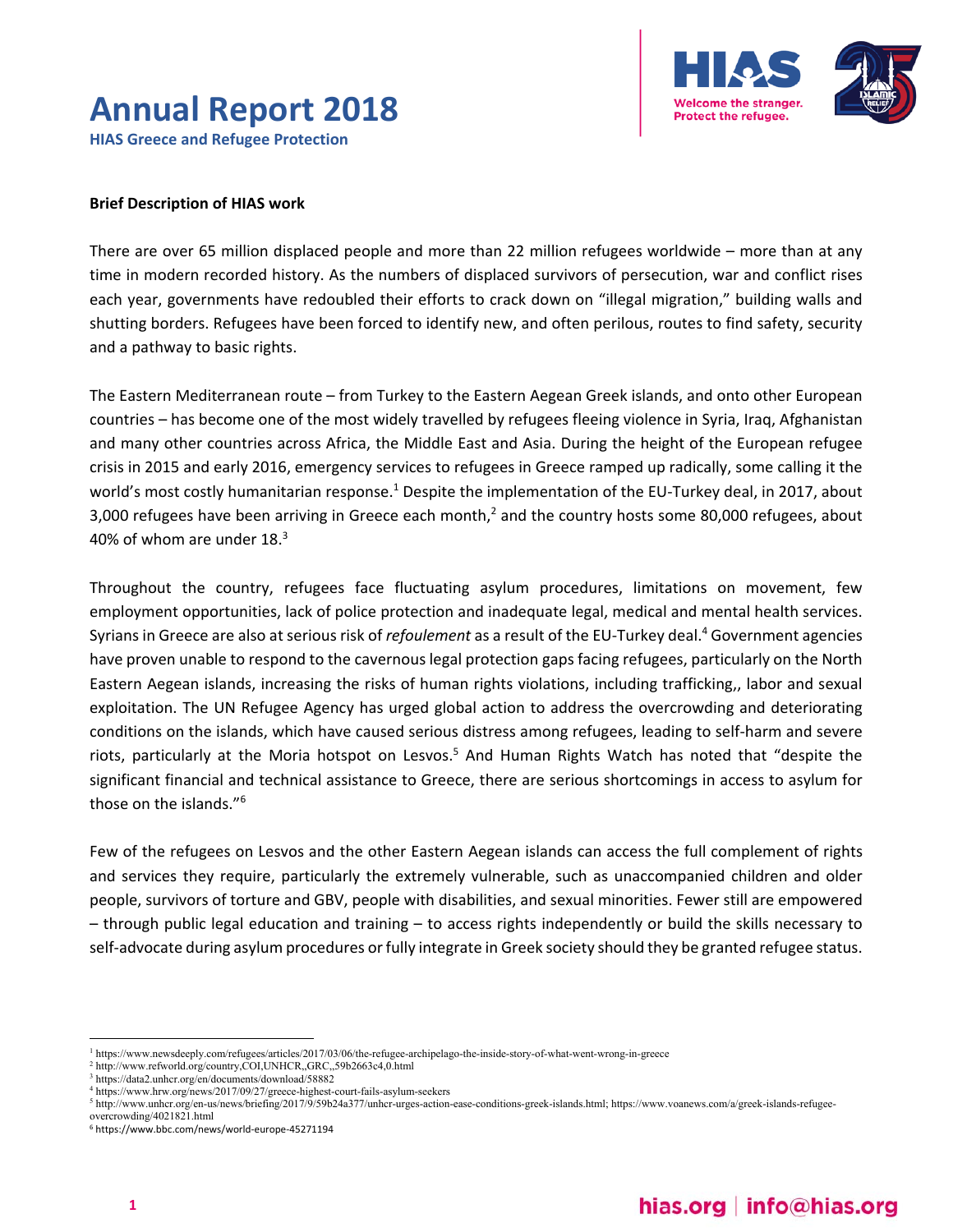# Annual Report 2018

**HIAS Greece and Refugee Protection**

**Brief Description of HIAS work**

There are over 65 million displaced people and more than 22 million refugees worldwide – more than at any time in modern recorded history. As the numbers of displaced survivors of persecution, war and conflict rises each year, governments have redoubled their efforts to crack down on "illegal migration," building walls and shutting borders. Refugees have been forced to identify new, and often perilous, routes to find safety, security and a pathway to basic rights.

The Eastern Mediterranean route – from Turkey to the Eastern Aegean Greek islands, and onto other European countries – has become one of the most widely travelled by refugees fleeing violence in Syria, Iraq, Afghanistan and many other countries across Africa, the Middle East and Asia. During the height of the European refugee crisis in 2015 and early 2016, emergency services to refugees in Greece ramped up radically, some calling it the world's most costly humanitarian response.[1] Despite the implementation of the EU-Turkey deal, in 2017, about 3,000 refugees have been arriving in Greece each month,[2] and the country hosts some 80,000 refugees, about 40% of whom are under 18.[3]

Throughout the country, refugees face fluctuating asylum procedures, limitations on movement, few employment opportunities, lack of police protection and inadequate legal, medical and mental health services. Syrians in Greece are also at serious risk of *refoulement* as a result of the EU-Turkey deal.[4] Government agencies have proven unable to respond to the cavernous legal protection gaps facing refugees, particularly on the North Eastern Aegean islands, increasing the risks of human rights violations, including trafficking,, labor and sexual exploitation. The UN Refugee Agency has urged global action to address the overcrowding and deteriorating conditions on the islands, which have caused serious distress among refugees, leading to self-harm and severe riots, particularly at the Moria hotspot on Lesvos.[5] And Human Rights Watch has noted that "despite the significant financial and technical assistance to Greece, there are serious shortcomings in access to asylum for those on the islands."[6]

Few of the refugees on Lesvos and the other Eastern Aegean islands can access the full complement of rights and services they require, particularly the extremely vulnerable, such as unaccompanied children and older people, survivors of torture and GBV, people with disabilities, and sexual minorities. Fewer still are empowered – through public legal education and training – to access rights independently or build the skills necessary to self-advocate during asylum procedures or fully integrate in Greek society should they be granted refugee status.

---

[1] https://www.newsdeeply.com/refugees/articles/2017/03/06/the-refugee-archipelago-the-inside-story-of-what-went-wrong-in-greece
[2] http://www.refworld.org/country,COI,UNHCR,,GRC,,59b2663c4,0.html
[3] https://data2.unhcr.org/en/documents/download/58882
[4] https://www.hrw.org/news/2017/09/27/greece-highest-court-fails-asylum-seekers
[5] http://www.unhcr.org/en-us/news/briefing/2017/9/59b24a377/unhcr-urges-action-ease-conditions-greek-islands.html; https://www.voanews.com/a/greek-islands-refugee-overcrowding/4021821.html
[6] https://www.bbc.com/news/world-europe-45271194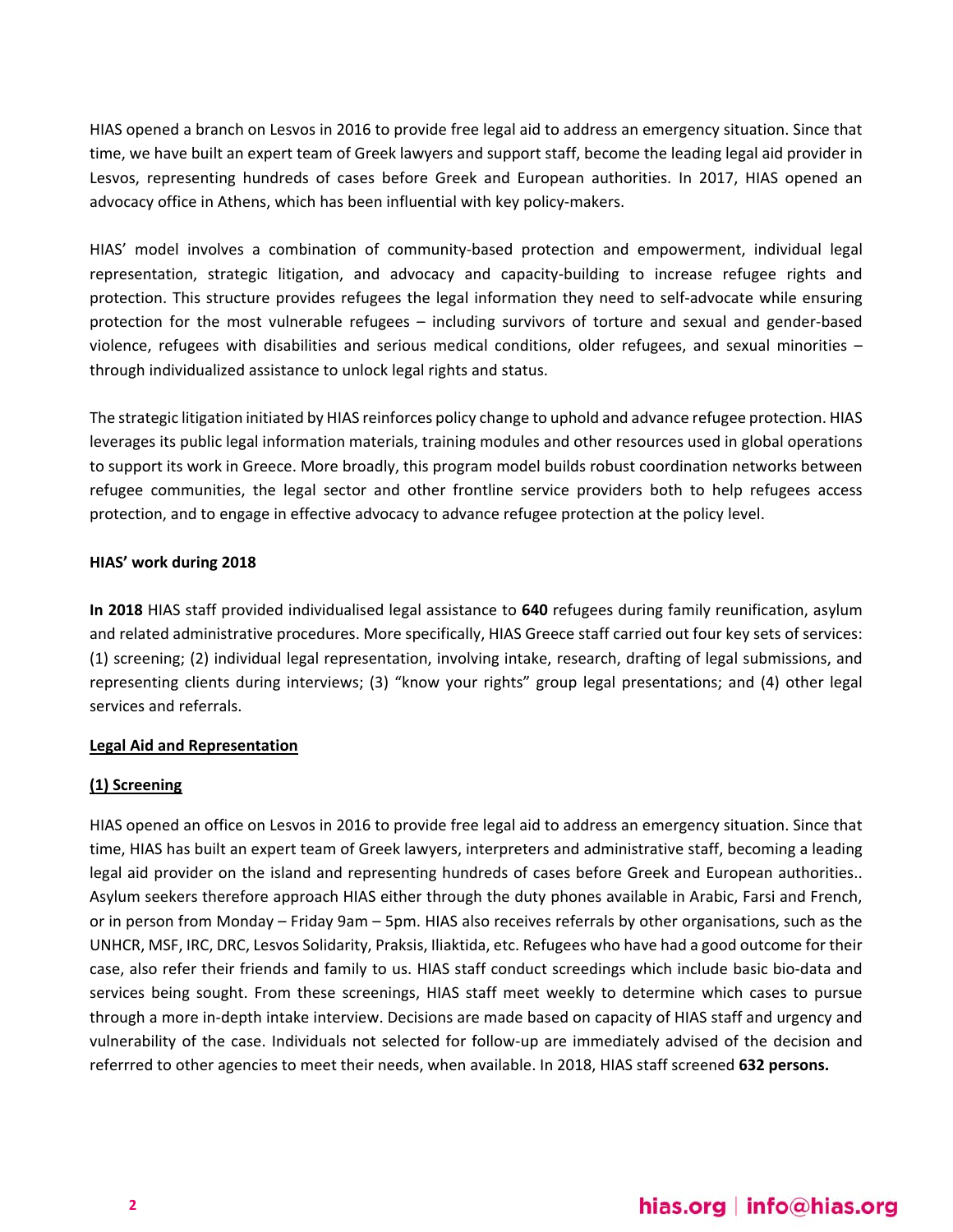HIAS opened a branch on Lesvos in 2016 to provide free legal aid to address an emergency situation. Since that time, we have built an expert team of Greek lawyers and support staff, become the leading legal aid provider in Lesvos, representing hundreds of cases before Greek and European authorities. In 2017, HIAS opened an advocacy office in Athens, which has been influential with key policy-makers.

HIAS' model involves a combination of community-based protection and empowerment, individual legal representation, strategic litigation, and advocacy and capacity-building to increase refugee rights and protection. This structure provides refugees the legal information they need to self-advocate while ensuring protection for the most vulnerable refugees – including survivors of torture and sexual and gender-based violence, refugees with disabilities and serious medical conditions, older refugees, and sexual minorities – through individualized assistance to unlock legal rights and status.

The strategic litigation initiated by HIAS reinforces policy change to uphold and advance refugee protection. HIAS leverages its public legal information materials, training modules and other resources used in global operations to support its work in Greece. More broadly, this program model builds robust coordination networks between refugee communities, the legal sector and other frontline service providers both to help refugees access protection, and to engage in effective advocacy to advance refugee protection at the policy level.

**HIAS' work during 2018**

**In 2018** HIAS staff provided individualised legal assistance to **640** refugees during family reunification, asylum and related administrative procedures. More specifically, HIAS Greece staff carried out four key sets of services: (1) screening; (2) individual legal representation, involving intake, research, drafting of legal submissions, and representing clients during interviews; (3) "know your rights" group legal presentations; and (4) other legal services and referrals.

**Legal Aid and Representation**

**(1) Screening**

HIAS opened an office on Lesvos in 2016 to provide free legal aid to address an emergency situation. Since that time, HIAS has built an expert team of Greek lawyers, interpreters and administrative staff, becoming a leading legal aid provider on the island and representing hundreds of cases before Greek and European authorities.. Asylum seekers therefore approach HIAS either through the duty phones available in Arabic, Farsi and French, or in person from Monday – Friday 9am – 5pm. HIAS also receives referrals by other organisations, such as the UNHCR, MSF, IRC, DRC, Lesvos Solidarity, Praksis, Iliaktida, etc. Refugees who have had a good outcome for their case, also refer their friends and family to us. HIAS staff conduct screedings which include basic bio-data and services being sought. From these screenings, HIAS staff meet weekly to determine which cases to pursue through a more in-depth intake interview. Decisions are made based on capacity of HIAS staff and urgency and vulnerability of the case. Individuals not selected for follow-up are immediately advised of the decision and referrred to other agencies to meet their needs, when available. In 2018, HIAS staff screened **632 persons.**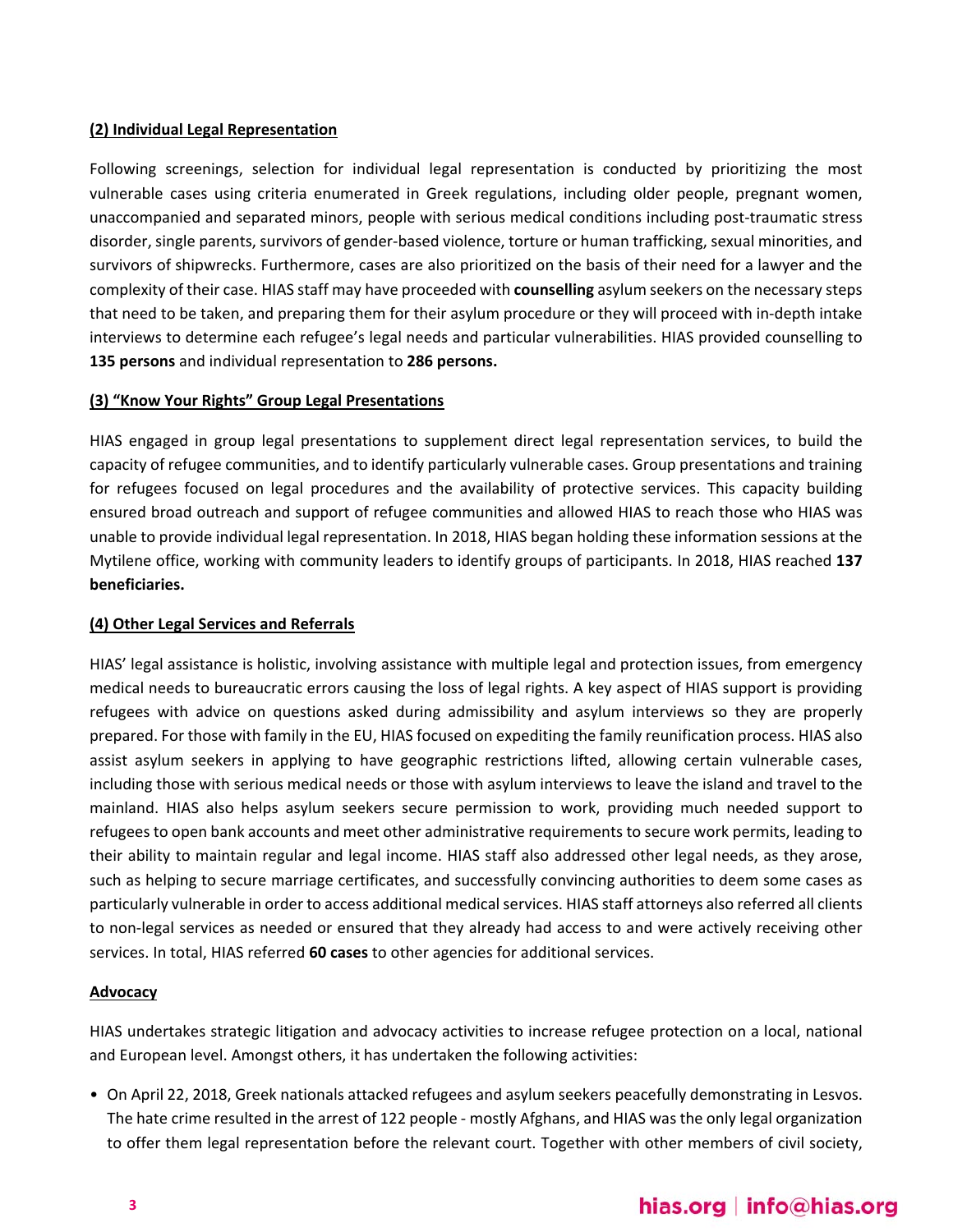**(2) Individual Legal Representation**

Following screenings, selection for individual legal representation is conducted by prioritizing the most vulnerable cases using criteria enumerated in Greek regulations, including older people, pregnant women, unaccompanied and separated minors, people with serious medical conditions including post-traumatic stress disorder, single parents, survivors of gender-based violence, torture or human trafficking, sexual minorities, and survivors of shipwrecks. Furthermore, cases are also prioritized on the basis of their need for a lawyer and the complexity of their case. HIAS staff may have proceeded with **counselling** asylum seekers on the necessary steps that need to be taken, and preparing them for their asylum procedure or they will proceed with in-depth intake interviews to determine each refugee's legal needs and particular vulnerabilities. HIAS provided counselling to **135 persons** and individual representation to **286 persons.**

**(3) "Know Your Rights" Group Legal Presentations**

HIAS engaged in group legal presentations to supplement direct legal representation services, to build the capacity of refugee communities, and to identify particularly vulnerable cases. Group presentations and training for refugees focused on legal procedures and the availability of protective services. This capacity building ensured broad outreach and support of refugee communities and allowed HIAS to reach those who HIAS was unable to provide individual legal representation. In 2018, HIAS began holding these information sessions at the Mytilene office, working with community leaders to identify groups of participants. In 2018, HIAS reached **137 beneficiaries.**

**(4) Other Legal Services and Referrals**

HIAS' legal assistance is holistic, involving assistance with multiple legal and protection issues, from emergency medical needs to bureaucratic errors causing the loss of legal rights. A key aspect of HIAS support is providing refugees with advice on questions asked during admissibility and asylum interviews so they are properly prepared. For those with family in the EU, HIAS focused on expediting the family reunification process. HIAS also assist asylum seekers in applying to have geographic restrictions lifted, allowing certain vulnerable cases, including those with serious medical needs or those with asylum interviews to leave the island and travel to the mainland. HIAS also helps asylum seekers secure permission to work, providing much needed support to refugees to open bank accounts and meet other administrative requirements to secure work permits, leading to their ability to maintain regular and legal income. HIAS staff also addressed other legal needs, as they arose, such as helping to secure marriage certificates, and successfully convincing authorities to deem some cases as particularly vulnerable in order to access additional medical services. HIAS staff attorneys also referred all clients to non-legal services as needed or ensured that they already had access to and were actively receiving other services. In total, HIAS referred **60 cases** to other agencies for additional services.

**Advocacy**

HIAS undertakes strategic litigation and advocacy activities to increase refugee protection on a local, national and European level. Amongst others, it has undertaken the following activities:

- On April 22, 2018, Greek nationals attacked refugees and asylum seekers peacefully demonstrating in Lesvos. The hate crime resulted in the arrest of 122 people - mostly Afghans, and HIAS was the only legal organization to offer them legal representation before the relevant court. Together with other members of civil society,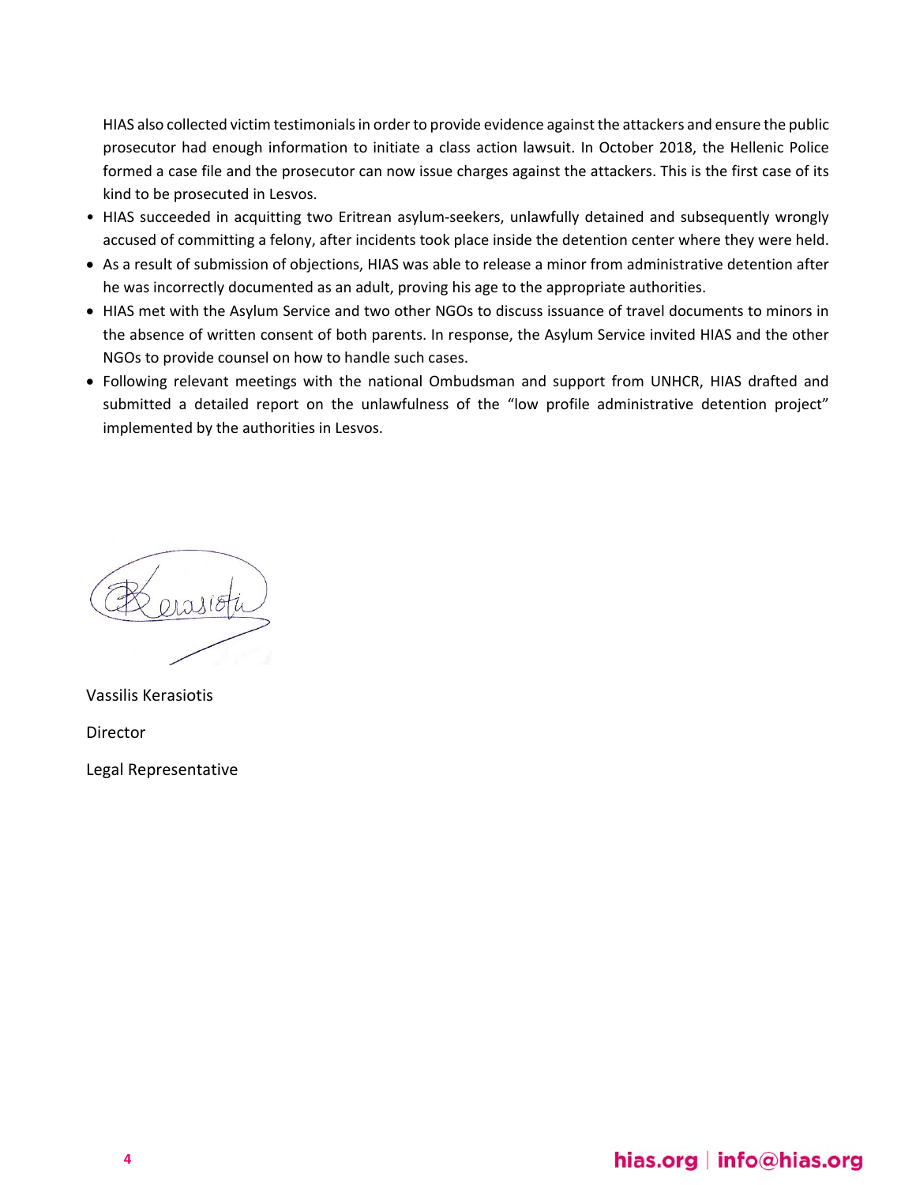HIAS also collected victim testimonials in order to provide evidence against the attackers and ensure the public prosecutor had enough information to initiate a class action lawsuit. In October 2018, the Hellenic Police formed a case file and the prosecutor can now issue charges against the attackers. This is the first case of its kind to be prosecuted in Lesvos.

- HIAS succeeded in acquitting two Eritrean asylum-seekers, unlawfully detained and subsequently wrongly accused of committing a felony, after incidents took place inside the detention center where they were held.
- As a result of submission of objections, HIAS was able to release a minor from administrative detention after he was incorrectly documented as an adult, proving his age to the appropriate authorities.
- HIAS met with the Asylum Service and two other NGOs to discuss issuance of travel documents to minors in the absence of written consent of both parents. In response, the Asylum Service invited HIAS and the other NGOs to provide counsel on how to handle such cases.
- Following relevant meetings with the national Ombudsman and support from UNHCR, HIAS drafted and submitted a detailed report on the unlawfulness of the "low profile administrative detention project" implemented by the authorities in Lesvos.

Vassilis Kerasiotis

Director

Legal Representative